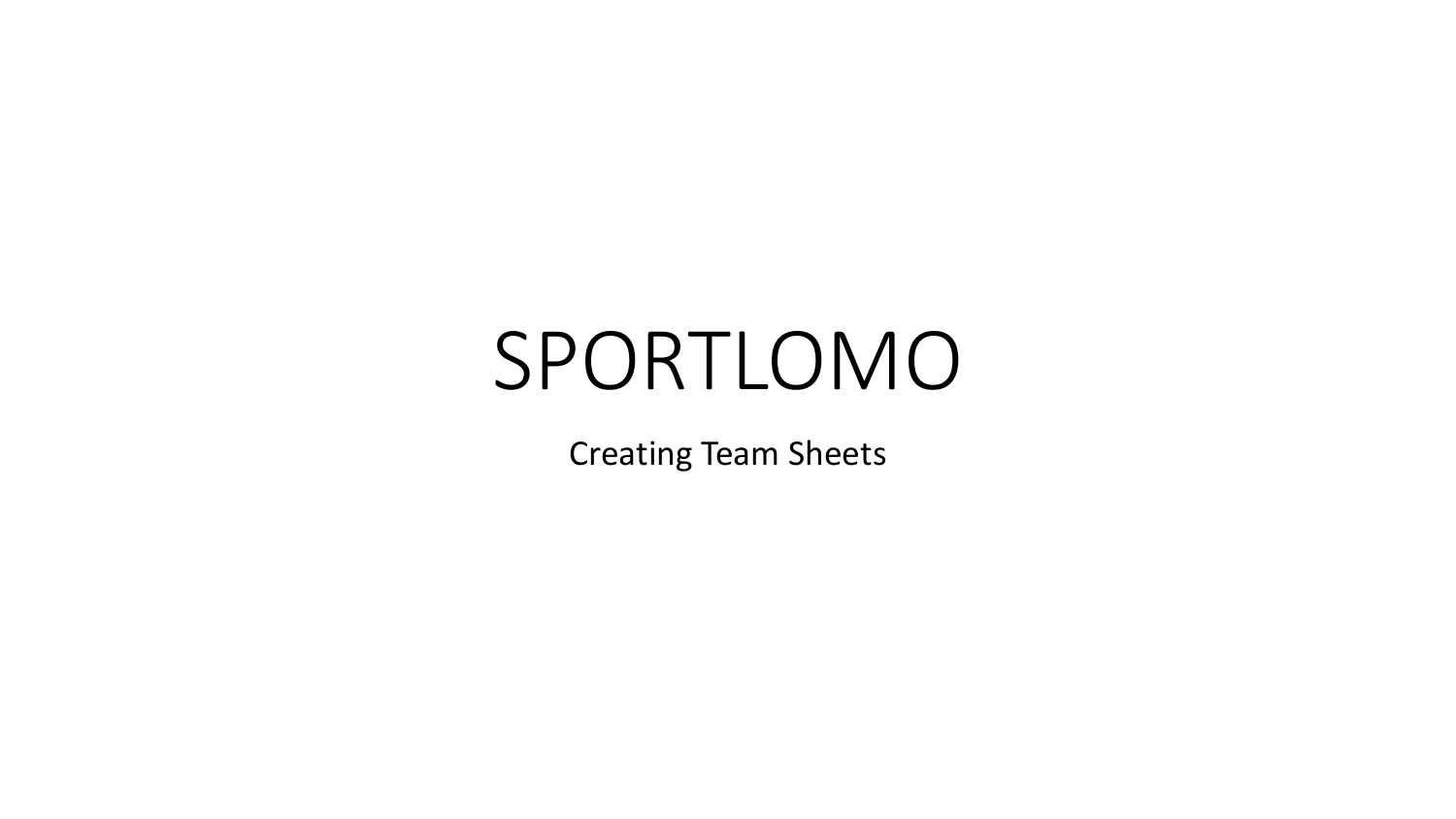# SPORTLOMO

Creating Team Sheets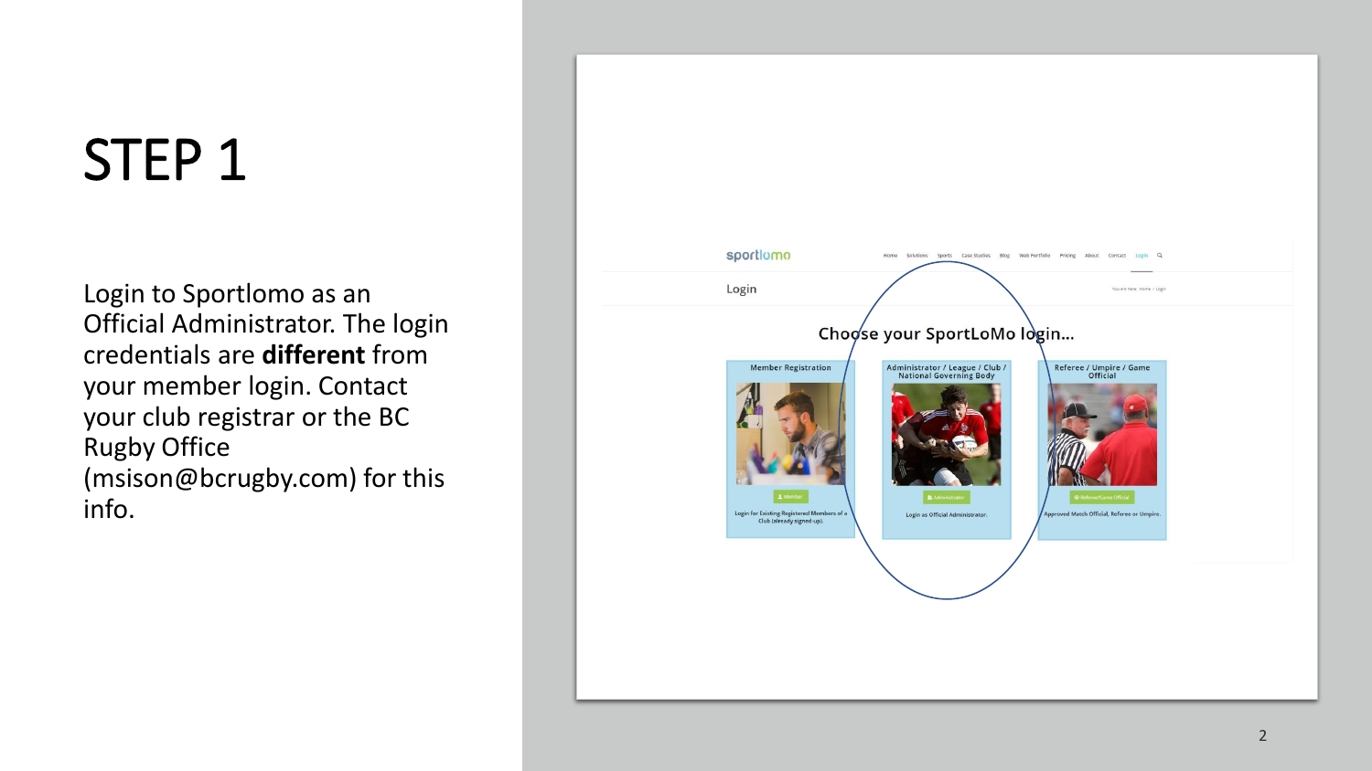# STEP 1

Login to Sportlomo as an Official Administrator. The login credentials are **different** from your member login. Contact your club registrar or the BC Rugby Office (msison@bcrugby.com) for this info.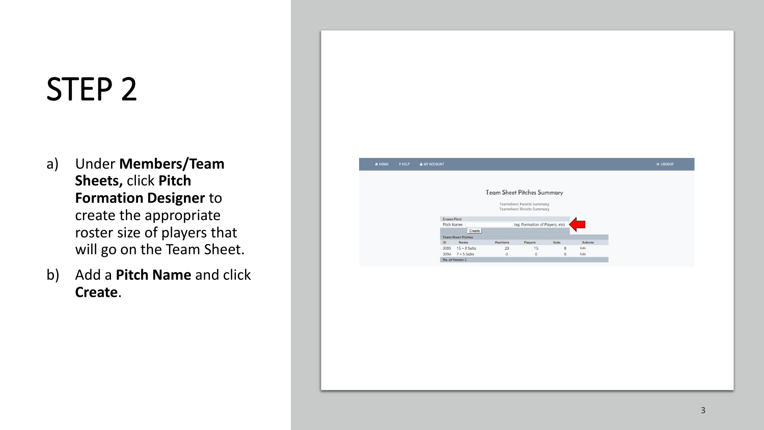# STEP 2

a) Under **Members/Team Sheets,** click **Pitch Formation Designer** to create the appropriate roster size of players that will go on the Team Sheet.

b) Add a **Pitch Name** and click **Create**.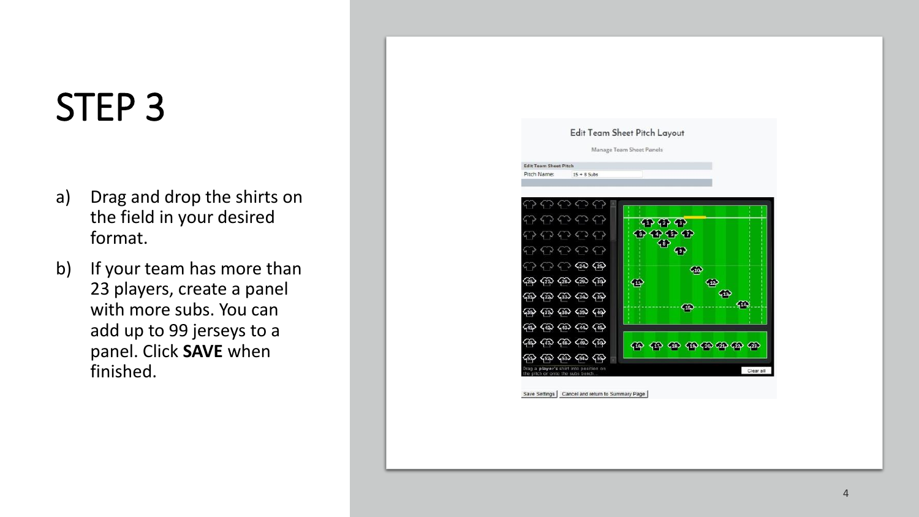# STEP 3

a) Drag and drop the shirts on the field in your desired format.

b) If your team has more than 23 players, create a panel with more subs. You can add up to 99 jerseys to a panel. Click **SAVE** when finished.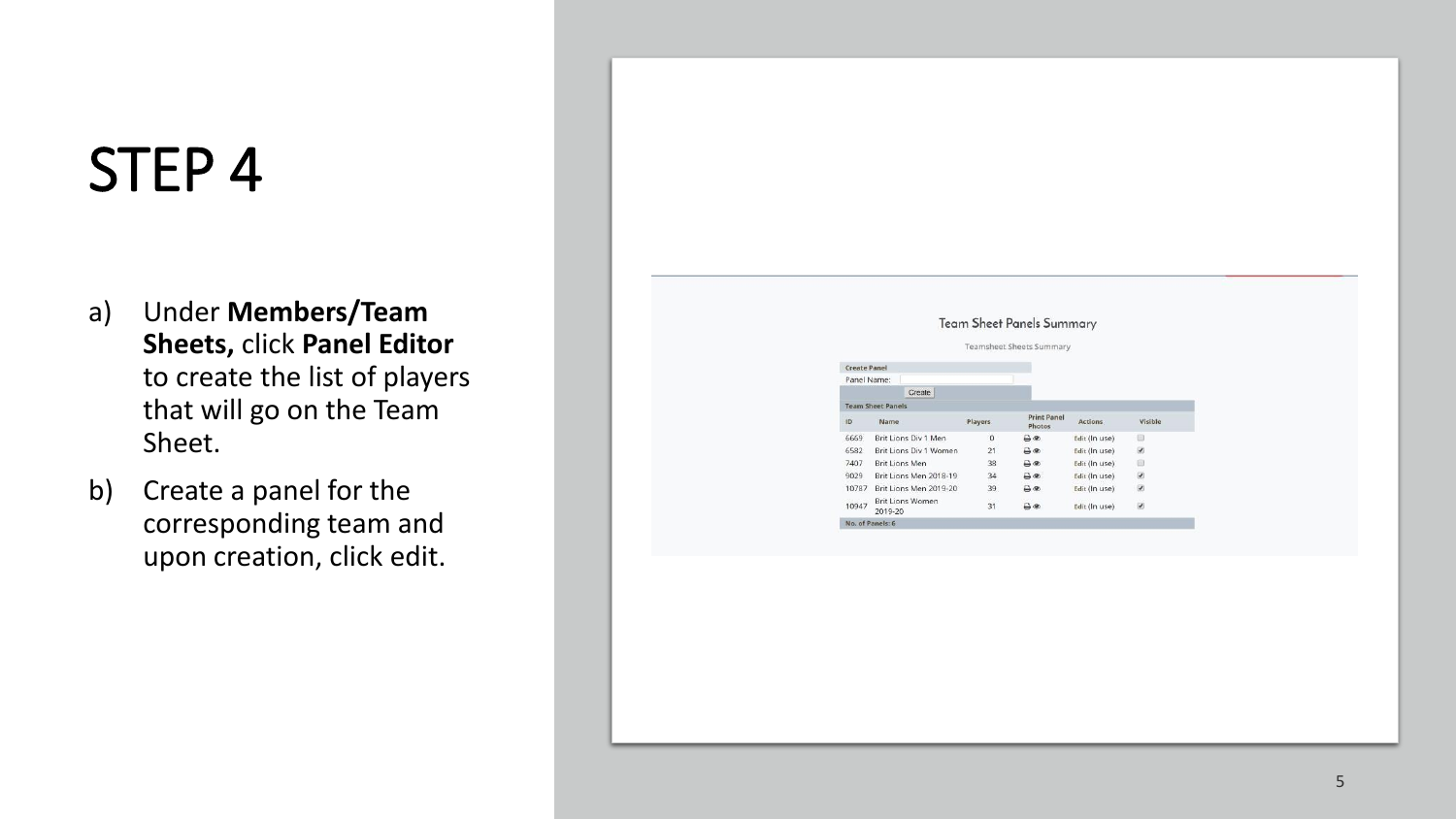# STEP 4

a) Under **Members/Team Sheets,** click **Panel Editor** to create the list of players that will go on the Team Sheet.

b) Create a panel for the corresponding team and upon creation, click edit.

Team Sheet Panels Summary

Teamsheet Sheets Summary

Create Panel

Panel Name: [ ] Create

Team Sheet Panels

| ID | Name | Players | Print Panel Photos | Actions | Visible |
|---|---|---|---|---|---|
| 6669 | Brit Lions Div 1 Men | 0 | | Edit (In use) | |
| 6582 | Brit Lions Div 1 Women | 21 | | Edit (In use) | ✔ |
| 7407 | Brit Lions Men | 38 | | Edit (In use) | |
| 9029 | Brit Lions Men 2018-19 | 34 | | Edit (In use) | ✔ |
| 10787 | Brit Lions Men 2019-20 | 39 | | Edit (In use) | ✔ |
| 10947 | Brit Lions Women 2019-20 | 31 | | Edit (In use) | ✔ |

No. of Panels: 6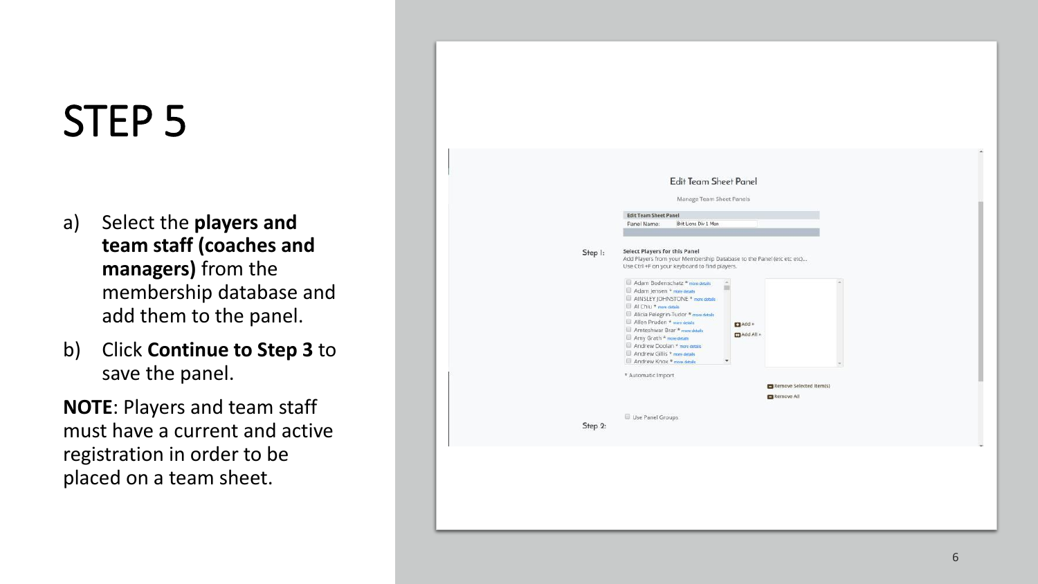# STEP 5

a) Select the **players and team staff (coaches and managers)** from the membership database and add them to the panel.

b) Click **Continue to Step 3** to save the panel.

**NOTE**: Players and team staff must have a current and active registration in order to be placed on a team sheet.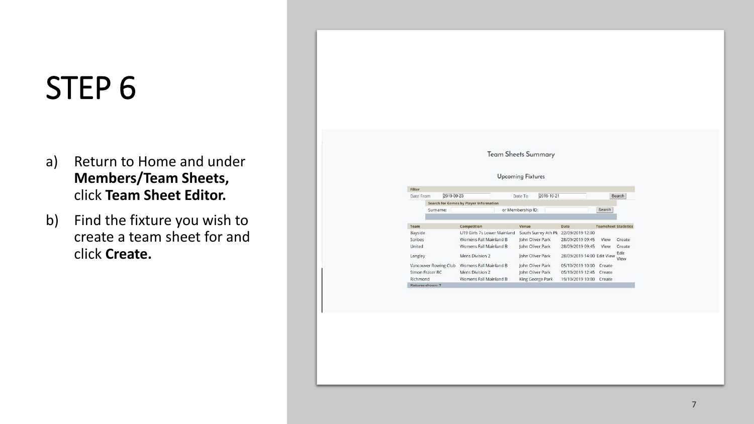# STEP 6

a) Return to Home and under **Members/Team Sheets,** click **Team Sheet Editor.**

b) Find the fixture you wish to create a team sheet for and click **Create.**

Team Sheets Summary

Upcoming Fixtures

Filter

Date From 2019-09-23 Date To 2019-10-21 Search

Search for Games by Player Information

Surname: or Membership ID: Search

| Team | Competition | Venue | Date | Teamsheet | Statistics |
|---|---|---|---|---|---|
| Bayside | U19 Girls 7s Lower Mainland | South Surrey Ath Pk | 22/09/2019 12:00 | | |
| Scribes | Womens Fall Mainland B | John Oliver Park | 28/09/2019 09:45 | View | Create |
| United | Womens Fall Mainland B | John Oliver Park | 28/09/2019 09:45 | View | Create |
| Langley | Mens Division 2 | John Oliver Park | 28/09/2019 14:00 | Edit View | Edit View |
| Vancouver Rowing Club | Womens Fall Mainland B | John Oliver Park | 05/10/2019 10:00 | Create | |
| Simon Fraser RC | Mens Division 2 | John Oliver Park | 05/10/2019 12:45 | Create | |
| Richmond | Womens Fall Mainland B | King George Park | 19/10/2019 10:00 | Create | |

Fixtures shown: 7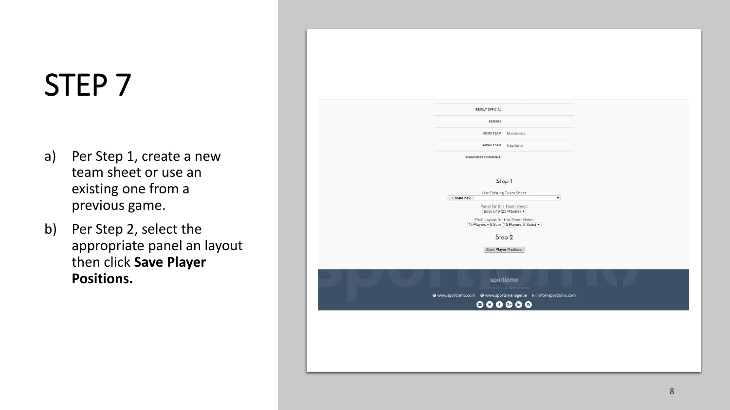# STEP 7

a) Per Step 1, create a new team sheet or use an existing one from a previous game.

b) Per Step 2, select the appropriate panel an layout then click **Save Player Positions.**

RESULT OFFICIAL

REFEREE

HOME TEAM Meraloma

AWAY TEAM Capilano

TEAMSHEET COMMENT:

Step 1

Use Existing Team Sheet

:: Create new ::

Panel for this Team Sheet:

Boys U19 (23 Players)

Pitch Layout for this Team Sheet:

15 Players + 8 Subs (15 Players, 8 Subs)

Step 2

Save Player Positions

sportlomo

copyright © 2012 - all rights reserved

www.sportlomo.com www.sportsmanager.ie info@sportlomo.com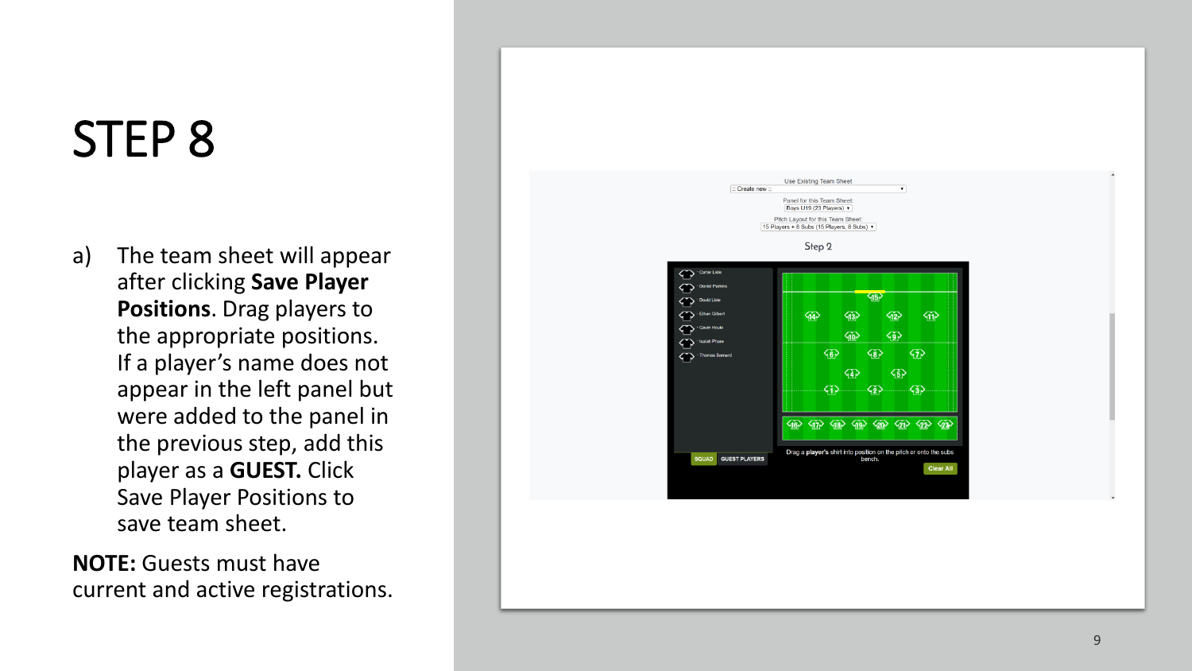# STEP 8

a) The team sheet will appear after clicking **Save Player Positions**. Drag players to the appropriate positions. If a player's name does not appear in the left panel but were added to the panel in the previous step, add this player as a **GUEST.** Click Save Player Positions to save team sheet.

**NOTE:** Guests must have current and active registrations.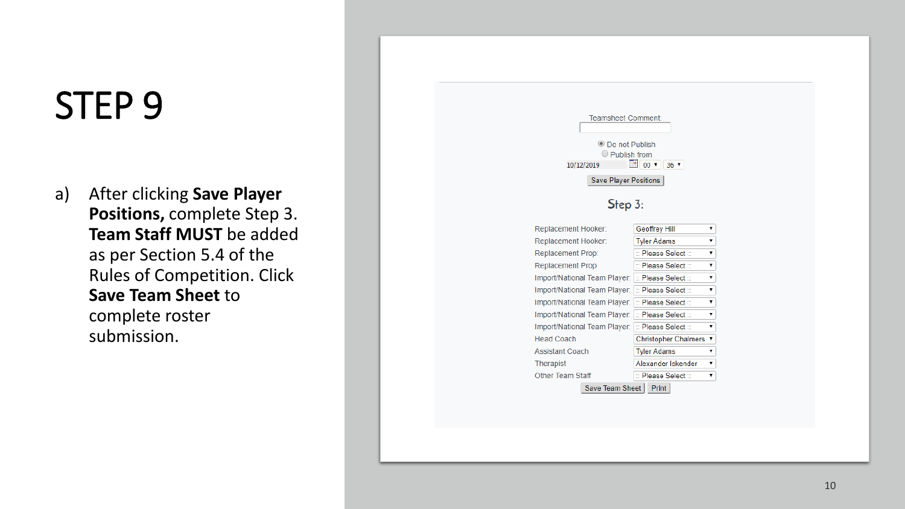# STEP 9

a) After clicking **Save Player Positions,** complete Step 3. **Team Staff MUST** be added as per Section 5.4 of the Rules of Competition. Click **Save Team Sheet** to complete roster submission.

Teamsheet Comment:

Do not Publish
Publish from
10/12/2019 00 36

Save Player Positions

Step 3:

| | |
|---|---|
| Replacement Hooker: | Geoffrey Hill |
| Replacement Hooker: | Tyler Adams |
| Replacement Prop: | :: Please Select :: |
| Replacement Prop | :: Please Select :: |
| Import/National Team Player: | :: Please Select :: |
| Import/National Team Player: | :: Please Select :: |
| Import/National Team Player: | :: Please Select :: |
| Import/National Team Player: | :: Please Select :: |
| Import/National Team Player: | :: Please Select :: |
| Head Coach | Christopher Chalmers |
| Assistant Coach | Tyler Adams |
| Therapist | Alexander Iskender |
| Other Team Staff | :: Please Select :: |

Save Team Sheet | Print